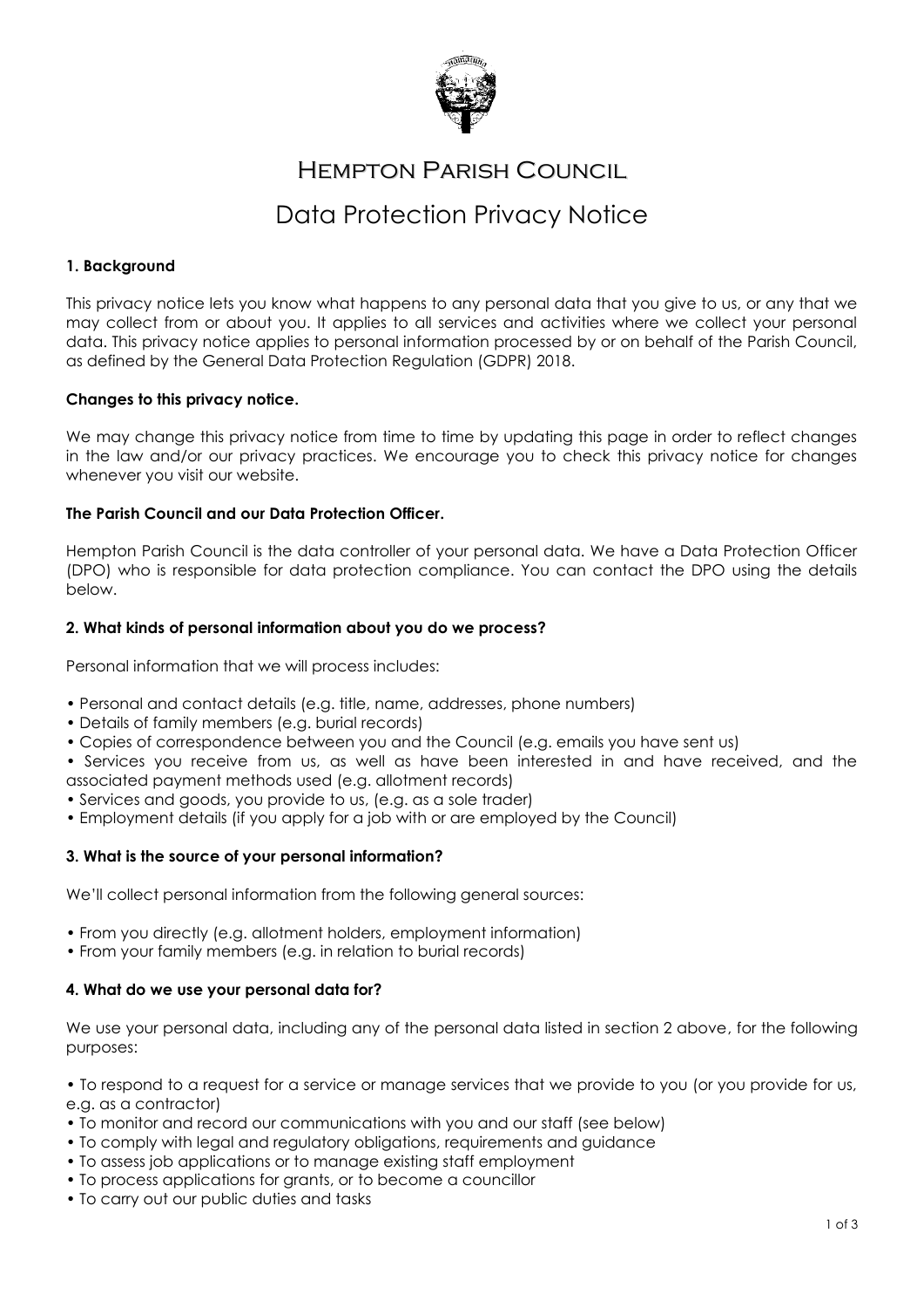# Hempton Parish Council

## Data Protection Privacy Notice

### 1. Background

This privacy notice lets you know what happens to any personal data that you give to us, or any that we may collect from or about you. It applies to all services and activities where we collect your personal data. This privacy notice applies to personal information processed by or on behalf of the Parish Council, as defined by the General Data Protection Regulation (GDPR) 2018.

### Changes to this privacy notice.

We may change this privacy notice from time to time by updating this page in order to reflect changes in the law and/or our privacy practices. We encourage you to check this privacy notice for changes whenever you visit our website.

### The Parish Council and our Data Protection Officer.

Hempton Parish Council is the data controller of your personal data. We have a Data Protection Officer (DPO) who is responsible for data protection compliance. You can contact the DPO using the details below.

### 2. What kinds of personal information about you do we process?

Personal information that we will process includes:

- Personal and contact details (e.g. title, name, addresses, phone numbers)
- Details of family members (e.g. burial records)
- Copies of correspondence between you and the Council (e.g. emails you have sent us)
- Services you receive from us, as well as have been interested in and have received, and the associated payment methods used (e.g. allotment records)
- Services and goods, you provide to us, (e.g. as a sole trader)
- Employment details (if you apply for a job with or are employed by the Council)

### 3. What is the source of your personal information?

We'll collect personal information from the following general sources:

- From you directly (e.g. allotment holders, employment information)
- From your family members (e.g. in relation to burial records)

### 4. What do we use your personal data for?

We use your personal data, including any of the personal data listed in section 2 above, for the following purposes:

- To respond to a request for a service or manage services that we provide to you (or you provide for us, e.g. as a contractor)
- To monitor and record our communications with you and our staff (see below)
- To comply with legal and regulatory obligations, requirements and guidance
- To assess job applications or to manage existing staff employment
- To process applications for grants, or to become a councillor
- To carry out our public duties and tasks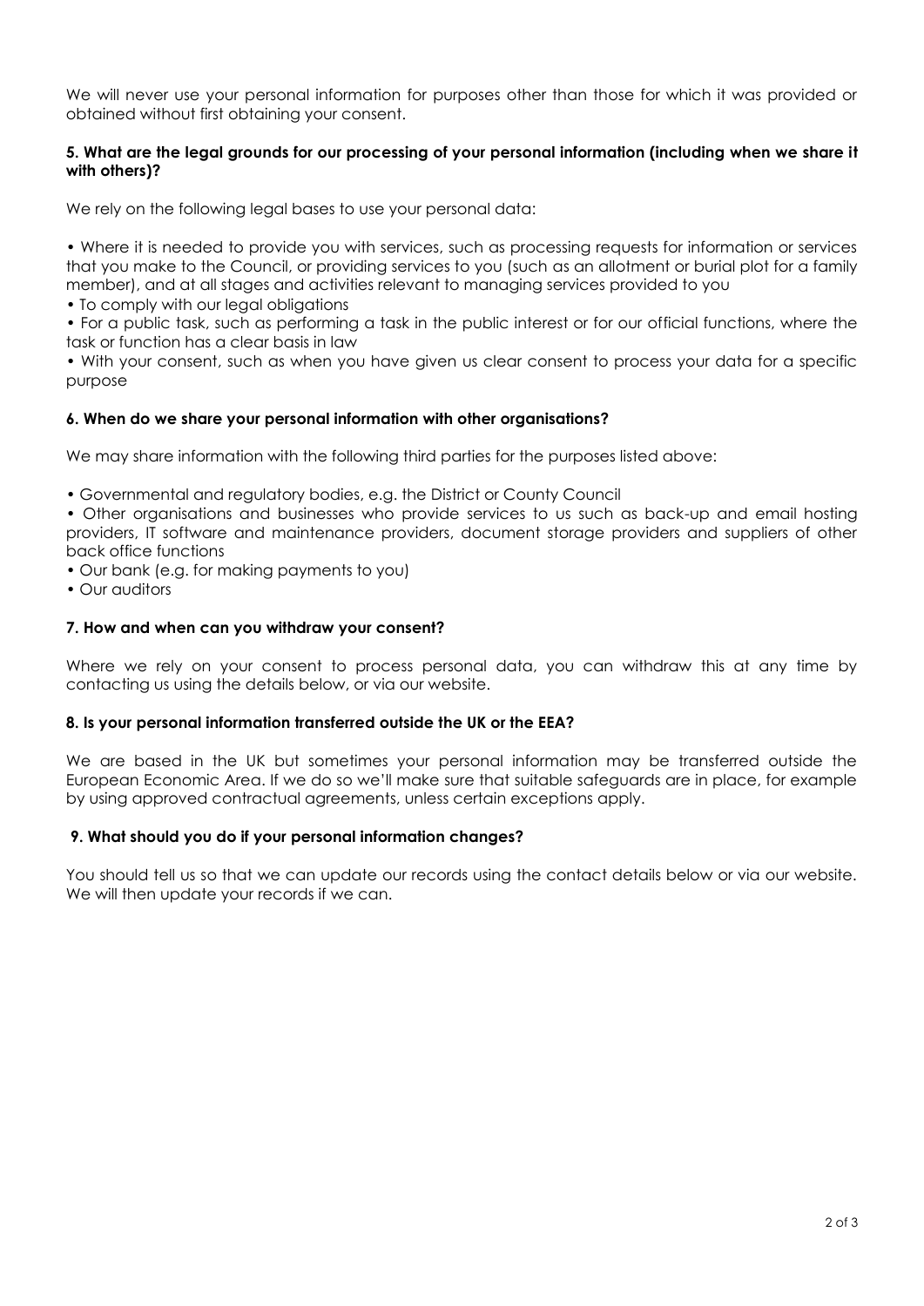We will never use your personal information for purposes other than those for which it was provided or obtained without first obtaining your consent.

**5. What are the legal grounds for our processing of your personal information (including when we share it with others)?**

We rely on the following legal bases to use your personal data:

- Where it is needed to provide you with services, such as processing requests for information or services that you make to the Council, or providing services to you (such as an allotment or burial plot for a family member), and at all stages and activities relevant to managing services provided to you
- To comply with our legal obligations
- For a public task, such as performing a task in the public interest or for our official functions, where the task or function has a clear basis in law
- With your consent, such as when you have given us clear consent to process your data for a specific purpose

**6. When do we share your personal information with other organisations?**

We may share information with the following third parties for the purposes listed above:

- Governmental and regulatory bodies, e.g. the District or County Council
- Other organisations and businesses who provide services to us such as back-up and email hosting providers, IT software and maintenance providers, document storage providers and suppliers of other back office functions
- Our bank (e.g. for making payments to you)
- Our auditors

**7. How and when can you withdraw your consent?**

Where we rely on your consent to process personal data, you can withdraw this at any time by contacting us using the details below, or via our website.

**8. Is your personal information transferred outside the UK or the EEA?**

We are based in the UK but sometimes your personal information may be transferred outside the European Economic Area. If we do so we'll make sure that suitable safeguards are in place, for example by using approved contractual agreements, unless certain exceptions apply.

**9. What should you do if your personal information changes?**

You should tell us so that we can update our records using the contact details below or via our website. We will then update your records if we can.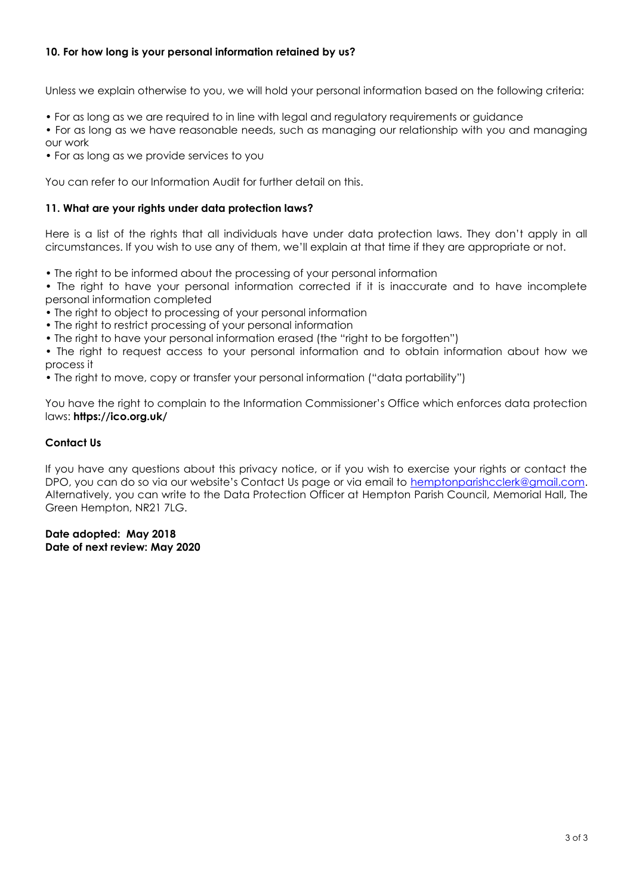#### 10. For how long is your personal information retained by us?

Unless we explain otherwise to you, we will hold your personal information based on the following criteria:

- For as long as we are required to in line with legal and regulatory requirements or guidance
- For as long as we have reasonable needs, such as managing our relationship with you and managing our work
- For as long as we provide services to you

You can refer to our Information Audit for further detail on this.

#### 11. What are your rights under data protection laws?

Here is a list of the rights that all individuals have under data protection laws. They don't apply in all circumstances. If you wish to use any of them, we'll explain at that time if they are appropriate or not.

- The right to be informed about the processing of your personal information
- The right to have your personal information corrected if it is inaccurate and to have incomplete personal information completed
- The right to object to processing of your personal information
- The right to restrict processing of your personal information
- The right to have your personal information erased (the "right to be forgotten")
- The right to request access to your personal information and to obtain information about how we process it
- The right to move, copy or transfer your personal information ("data portability")

You have the right to complain to the Information Commissioner's Office which enforces data protection laws: **https://ico.org.uk/**

#### Contact Us

If you have any questions about this privacy notice, or if you wish to exercise your rights or contact the DPO, you can do so via our website's Contact Us page or via email to hemptonparishcclerk@gmail.com. Alternatively, you can write to the Data Protection Officer at Hempton Parish Council, Memorial Hall, The Green Hempton, NR21 7LG.

**Date adopted: May 2018**
**Date of next review: May 2020**